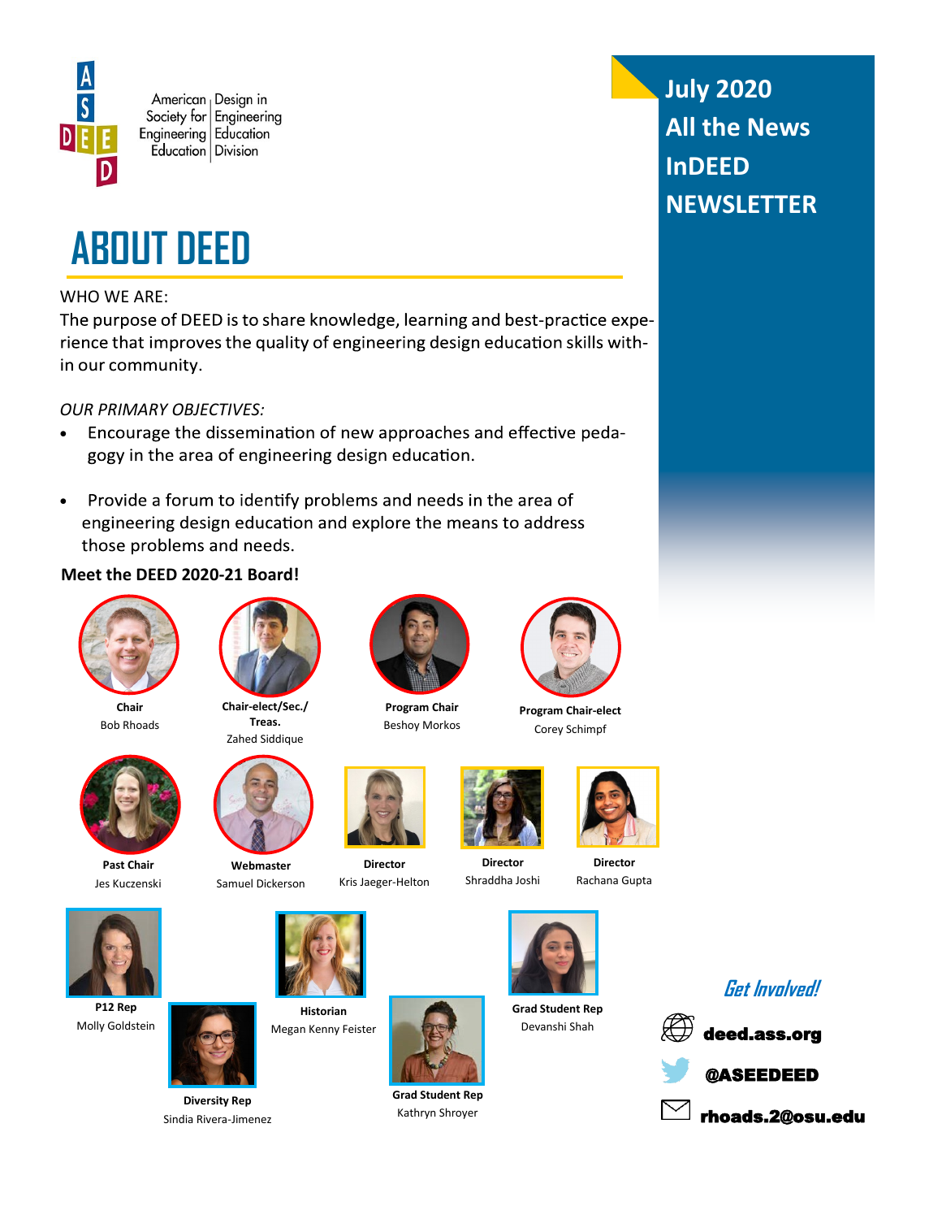American Society for Engineering Education | Design in Engineering Education Division

**July 2020**
**All the News InDEED NEWSLETTER**

# ABOUT DEED

WHO WE ARE:

The purpose of DEED is to share knowledge, learning and best-practice experience that improves the quality of engineering design education skills within our community.

*OUR PRIMARY OBJECTIVES:*

- Encourage the dissemination of new approaches and effective pedagogy in the area of engineering design education.
- Provide a forum to identify problems and needs in the area of engineering design education and explore the means to address those problems and needs.

**Meet the DEED 2020-21 Board!**

**Chair**
Bob Rhoads

**Chair-elect/Sec./ Treas.**
Zahed Siddique

**Program Chair**
Beshoy Morkos

**Program Chair-elect**
Corey Schimpf

**Past Chair**
Jes Kuczenski

**Webmaster**
Samuel Dickerson

**Director**
Kris Jaeger-Helton

**Director**
Shraddha Joshi

**Director**
Rachana Gupta

**P12 Rep**
Molly Goldstein

**Diversity Rep**
Sindia Rivera-Jimenez

**Historian**
Megan Kenny Feister

**Grad Student Rep**
Kathryn Shroyer

**Grad Student Rep**
Devanshi Shah

*Get Involved!*

deed.ass.org

@ASEEDEED

rhoads.2@osu.edu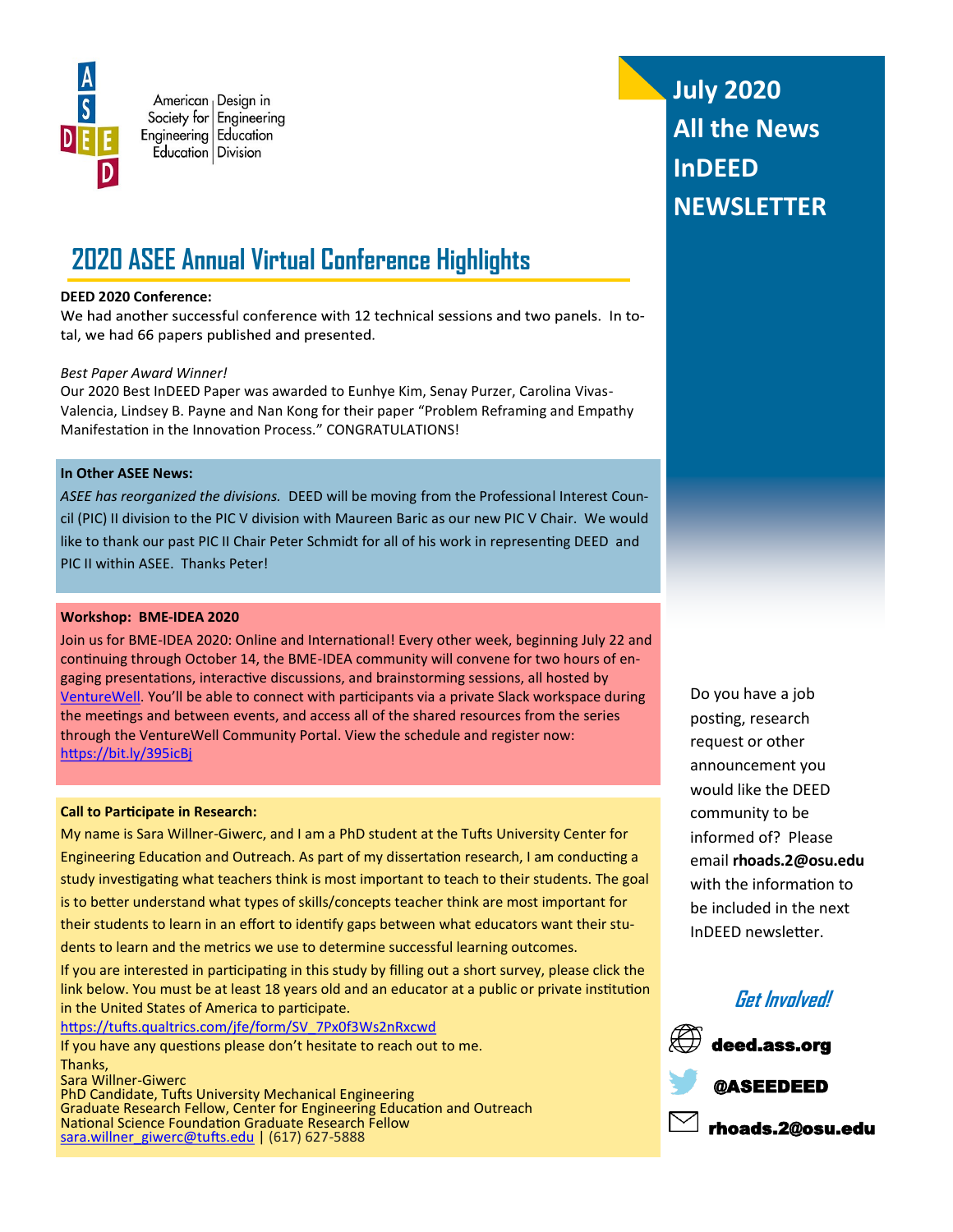American Society for Engineering Education | Design in Engineering Education Division

**July 2020**
**All the News**
**InDEED**
**NEWSLETTER**

## 2020 ASEE Annual Virtual Conference Highlights

**DEED 2020 Conference:**
We had another successful conference with 12 technical sessions and two panels. In total, we had 66 papers published and presented.

*Best Paper Award Winner!*
Our 2020 Best InDEED Paper was awarded to Eunhye Kim, Senay Purzer, Carolina Vivas-Valencia, Lindsey B. Payne and Nan Kong for their paper "Problem Reframing and Empathy Manifestation in the Innovation Process." CONGRATULATIONS!

**In Other ASEE News:**
*ASEE has reorganized the divisions.* DEED will be moving from the Professional Interest Council (PIC) II division to the PIC V division with Maureen Baric as our new PIC V Chair. We would like to thank our past PIC II Chair Peter Schmidt for all of his work in representing DEED and PIC II within ASEE. Thanks Peter!

**Workshop: BME-IDEA 2020**
Join us for BME-IDEA 2020: Online and International! Every other week, beginning July 22 and continuing through October 14, the BME-IDEA community will convene for two hours of engaging presentations, interactive discussions, and brainstorming sessions, all hosted by VentureWell. You'll be able to connect with participants via a private Slack workspace during the meetings and between events, and access all of the shared resources from the series through the VentureWell Community Portal. View the schedule and register now: https://bit.ly/395icBj

**Call to Participate in Research:**
My name is Sara Willner-Giwerc, and I am a PhD student at the Tufts University Center for Engineering Education and Outreach. As part of my dissertation research, I am conducting a study investigating what teachers think is most important to teach to their students. The goal is to better understand what types of skills/concepts teacher think are most important for their students to learn in an effort to identify gaps between what educators want their students to learn and the metrics we use to determine successful learning outcomes.

If you are interested in participating in this study by filling out a short survey, please click the link below. You must be at least 18 years old and an educator at a public or private institution in the United States of America to participate.

https://tufts.qualtrics.com/jfe/form/SV_7Px0f3Ws2nRxcwd

If you have any questions please don't hesitate to reach out to me.

Thanks,
Sara Willner-Giwerc
PhD Candidate, Tufts University Mechanical Engineering
Graduate Research Fellow, Center for Engineering Education and Outreach
National Science Foundation Graduate Research Fellow
sara.willner_giwerc@tufts.edu | (617) 627-5888

Do you have a job posting, research request or other announcement you would like the DEED community to be informed of? Please email **rhoads.2@osu.edu** with the information to be included in the next InDEED newsletter.

### *Get Involved!*

**deed.ass.org**

**@ASEEDEED**

**rhoads.2@osu.edu**